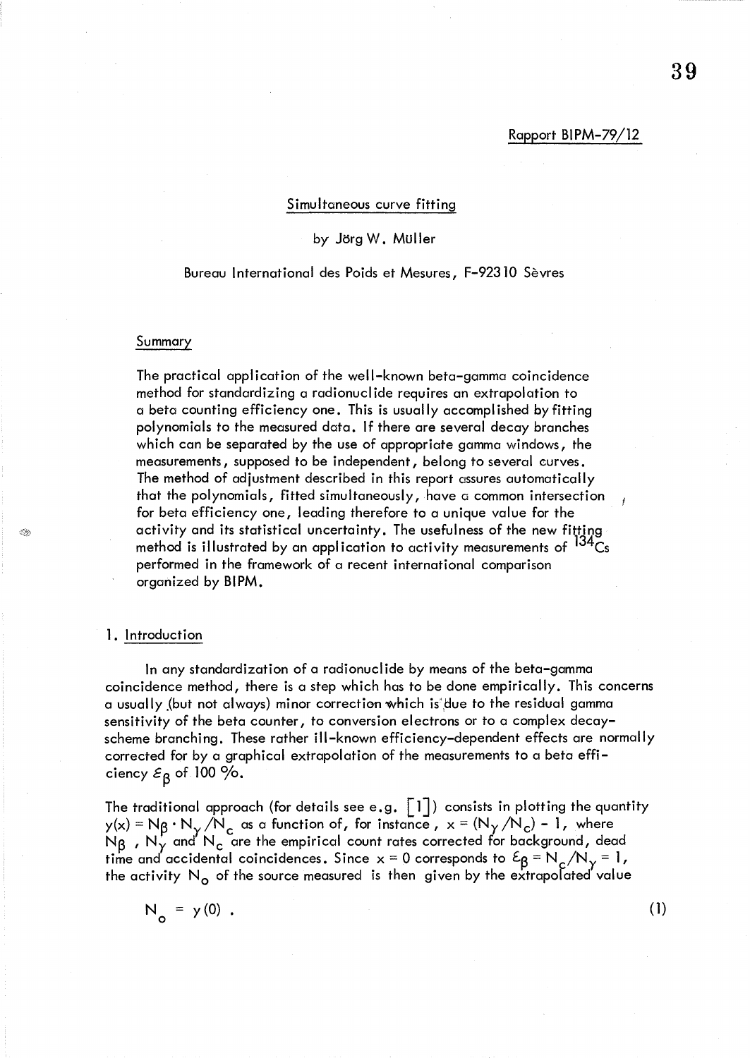Rapport BIPM-79/12

# Simultaneous curve fitting

by Jörg W. Müller

Bureau International des Poids et Mesures, F-92310 Sèvres

## Summary

The practical application of the well-known beta-gamma coincidence method for standardizing a radionuclide requires an extrapolation to a beta counting efficiency one. This is usually accomplished by fitting polynomials to the measured data. If there are several decay branches which can be separated by the use of appropriate gamma windows, the measurements, supposed to be independent, belong to several curves. The method of adjustment described in this report assures automatically that the polynomials, fitted simultaneously, have a common intersection for beta efficiency one, leading therefore to a unique value for the activity and its statistical uncertainty. The usefulness of the new fitting method is illustrated by an application to activity measurements of $^{134}Cs$ performed in the framework of a recent international comparison organized by BIPM.

## 1. Introduction

In any standardization of a radionuclide by means of the beta-gamma coincidence method, there is a step which has to be done empirically. This concerns a usually (but not always) minor correction which is due to the residual gamma sensitivity of the beta counter, to conversion electrons or to a complex decay-scheme branching. These rather ill-known efficiency-dependent effects are normally corrected for by a graphical extrapolation of the measurements to a beta efficiency $\varepsilon_\beta$ of 100 %.

The traditional approach (for details see e.g. [1]) consists in plotting the quantity $y(x) = N_\beta \cdot N_\gamma / N_c$ as a function of, for instance, $x = (N_\gamma / N_c) - 1$, where $N_\beta$, $N_\gamma$ and $N_c$ are the empirical count rates corrected for background, dead time and accidental coincidences. Since $x = 0$ corresponds to $\varepsilon_\beta = N_c / N_\gamma = 1$, the activity $N_o$ of the source measured is then given by the extrapolated value

$$N_o = y(0) . \tag{1}$$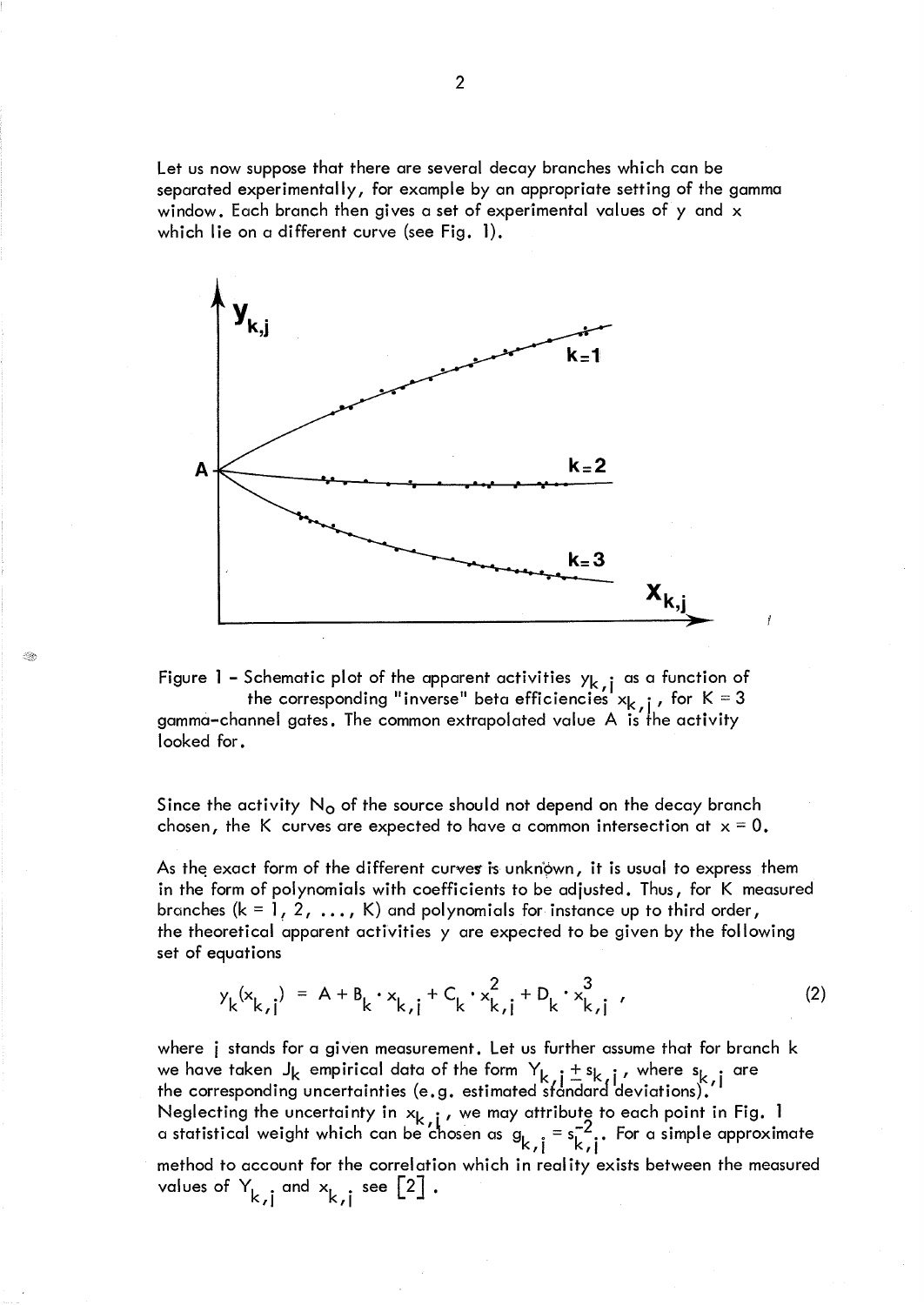Let us now suppose that there are several decay branches which can be separated experimentally, for example by an appropriate setting of the gamma window. Each branch then gives a set of experimental values of y and x which lie on a different curve (see Fig. 1).

Figure 1 - Schematic plot of the apparent activities $y_{k,j}$ as a function of the corresponding "inverse" beta efficiencies $x_{k,j}$, for $K = 3$ gamma-channel gates. The common extrapolated value A is the activity looked for.

Since the activity $N_0$ of the source should not depend on the decay branch chosen, the K curves are expected to have a common intersection at $x = 0$.

As the exact form of the different curves is unknown, it is usual to express them in the form of polynomials with coefficients to be adjusted. Thus, for K measured branches ($k = 1, 2, \ldots, K$) and polynomials for instance up to third order, the theoretical apparent activities y are expected to be given by the following set of equations

$$y_k(x_{k,j}) = A + B_k \cdot x_{k,j} + C_k \cdot x_{k,j}^2 + D_k \cdot x_{k,j}^3 \ , \tag{2}$$

where j stands for a given measurement. Let us further assume that for branch k we have taken $J_k$ empirical data of the form $Y_{k,j} \pm s_{k,j}$, where $s_{k,j}$ are the corresponding uncertainties (e.g. estimated standard deviations). Neglecting the uncertainty in $x_{k,j}$, we may attribute to each point in Fig. 1 a statistical weight which can be chosen as $g_{k,j} = s_{k,j}^{-2}$. For a simple approximate method to account for the correlation which in reality exists between the measured values of $Y_{k,j}$ and $x_{k,j}$ see [2].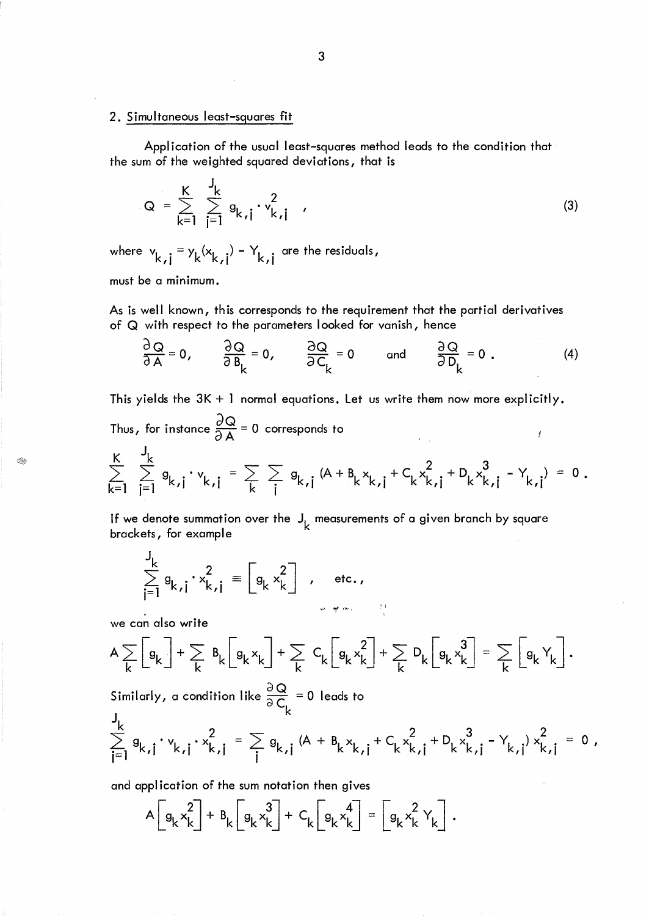## 2. Simultaneous least-squares fit

Application of the usual least-squares method leads to the condition that the sum of the weighted squared deviations, that is

$$Q = \sum_{k=1}^{K} \sum_{j=1}^{J_k} g_{k,j} \cdot v_{k,j}^2 \quad , \tag{3}$$

where $v_{k,j} = y_k(x_{k,j}) - Y_{k,j}$ are the residuals,

must be a minimum.

As is well known, this corresponds to the requirement that the partial derivatives of $Q$ with respect to the parameters looked for vanish, hence

$$\frac{\partial Q}{\partial A} = 0, \qquad \frac{\partial Q}{\partial B_k} = 0, \qquad \frac{\partial Q}{\partial C_k} = 0 \qquad \text{and} \qquad \frac{\partial Q}{\partial D_k} = 0 \,. \tag{4}$$

This yields the $3K + 1$ normal equations. Let us write them now more explicitly.

Thus, for instance $\frac{\partial Q}{\partial A} = 0$ corresponds to

$$\sum_{k=1}^{K} \sum_{j=1}^{J_k} g_{k,j} \cdot v_{k,j} = \sum_k \sum_j g_{k,j} \, (A + B_k x_{k,j} + C_k x_{k,j}^2 + D_k x_{k,j}^3 - Y_{k,j}) = 0 \,.$$

If we denote summation over the $J_k$ measurements of a given branch by square brackets, for example

$$\sum_{j=1}^{J_k} g_{k,j} \cdot x_{k,j}^2 \equiv \left[ g_k \, x_k^2 \right] \quad , \qquad \text{etc.,}$$

we can also write

$$A \sum_k \left[ g_k \right] + \sum_k B_k \left[ g_k x_k \right] + \sum_k C_k \left[ g_k x_k^2 \right] + \sum_k D_k \left[ g_k x_k^3 \right] = \sum_k \left[ g_k \, Y_k \right] .$$

Similarly, a condition like $\frac{\partial Q}{\partial C_k} = 0$ leads to

$$\sum_{j=1}^{J_k} g_{k,j} \cdot v_{k,j} \cdot x_{k,j}^2 = \sum_j g_{k,j} \, (A + B_k x_{k,j} + C_k x_{k,j}^2 + D_k x_{k,j}^3 - Y_{k,j}) \, x_{k,j}^2 = 0 \,,$$

and application of the sum notation then gives

$$A \left[ g_k x_k^2 \right] + B_k \left[ g_k x_k^3 \right] + C_k \left[ g_k x_k^4 \right] = \left[ g_k x_k^2 \, Y_k \right] .$$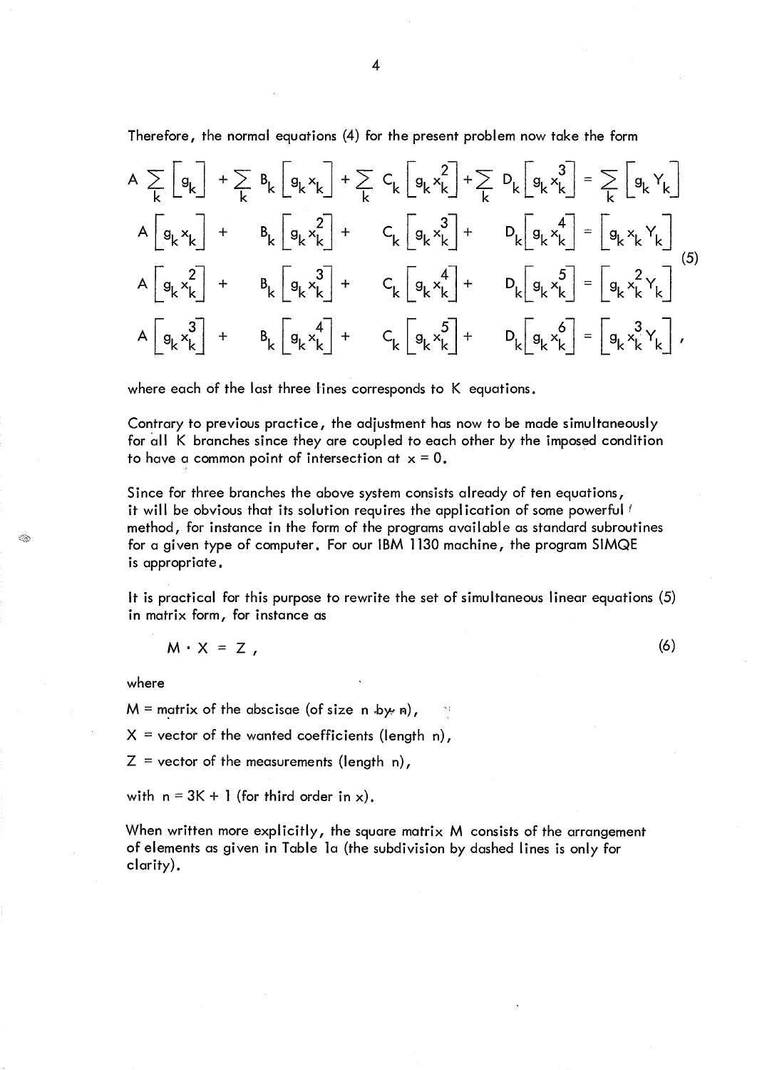Therefore, the normal equations (4) for the present problem now take the form

$$
\begin{aligned}
A \sum_k \left[ g_k \right] + \sum_k B_k \left[ g_k x_k \right] + \sum_k C_k \left[ g_k x_k^2 \right] + \sum_k D_k \left[ g_k x_k^3 \right] &= \sum_k \left[ g_k Y_k \right] \\
A \left[ g_k x_k \right] + \quad B_k \left[ g_k x_k^2 \right] + \quad C_k \left[ g_k x_k^3 \right] + \quad D_k \left[ g_k x_k^4 \right] &= \left[ g_k x_k Y_k \right] \\
A \left[ g_k x_k^2 \right] + \quad B_k \left[ g_k x_k^3 \right] + \quad C_k \left[ g_k x_k^4 \right] + \quad D_k \left[ g_k x_k^5 \right] &= \left[ g_k x_k^2 Y_k \right] \\
A \left[ g_k x_k^3 \right] + \quad B_k \left[ g_k x_k^4 \right] + \quad C_k \left[ g_k x_k^5 \right] + \quad D_k \left[ g_k x_k^6 \right] &= \left[ g_k x_k^3 Y_k \right] ,
\end{aligned}
\tag{5}
$$

where each of the last three lines corresponds to K equations.

Contrary to previous practice, the adjustment has now to be made simultaneously for all K branches since they are coupled to each other by the imposed condition to have a common point of intersection at $x = 0$.

Since for three branches the above system consists already of ten equations, it will be obvious that its solution requires the application of some powerful method, for instance in the form of the programs available as standard subroutines for a given type of computer. For our IBM 1130 machine, the program SIMQE is appropriate.

It is practical for this purpose to rewrite the set of simultaneous linear equations (5) in matrix form, for instance as

$$
M \cdot X = Z , \tag{6}
$$

where

$M$ = matrix of the abscisae (of size n by n),

$X$ = vector of the wanted coefficients (length n),

$Z$ = vector of the measurements (length n),

with $n = 3K + 1$ (for third order in x).

When written more explicitly, the square matrix M consists of the arrangement of elements as given in Table 1a (the subdivision by dashed lines is only for clarity).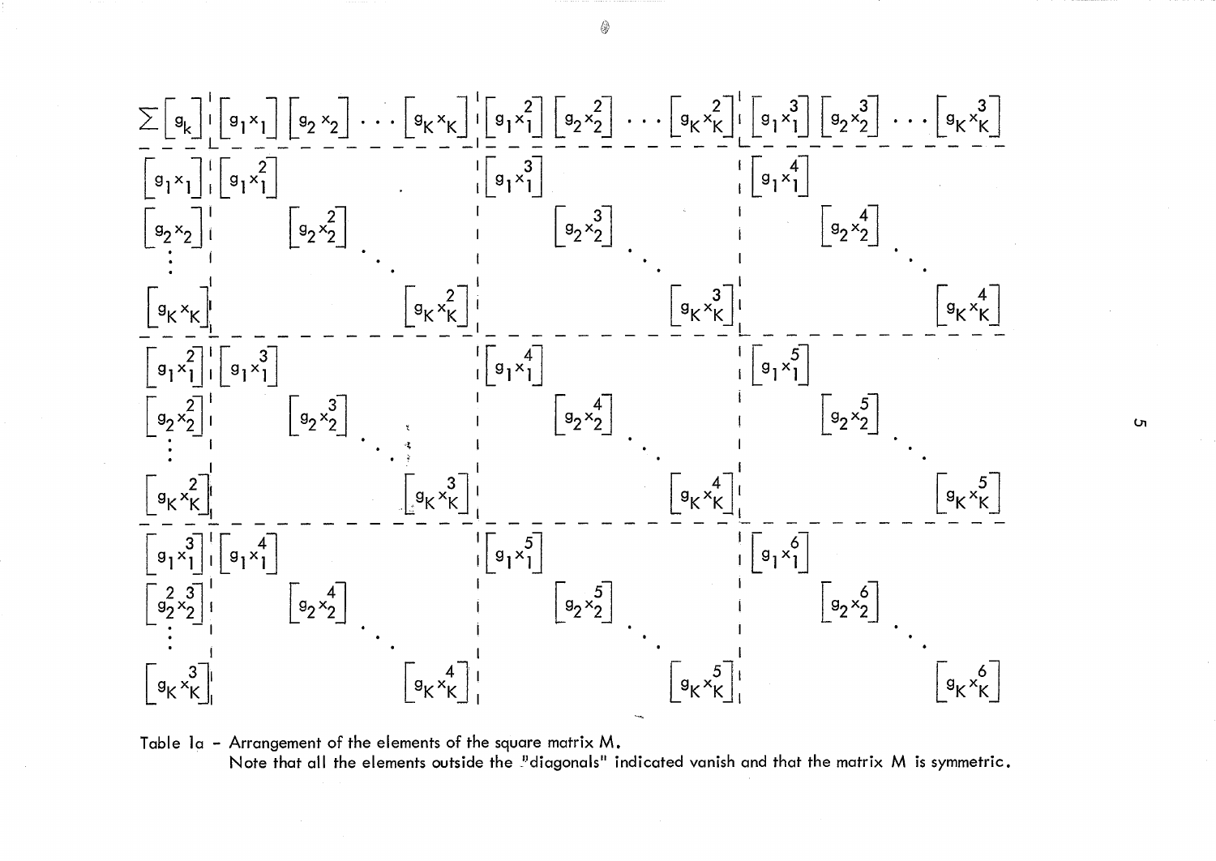$$
\left[\begin{array}{c|cccc|cccc|cccc}
\sum\left[g_k\right] & \left[g_1 x_1\right] & \left[g_2 x_2\right] & \cdots & \left[g_K x_K\right] & \left[g_1 x_1^2\right] & \left[g_2 x_2^2\right] & \cdots & \left[g_K x_K^2\right] & \left[g_1 x_1^3\right] & \left[g_2 x_2^3\right] & \cdots & \left[g_K x_K^3\right] \\
\hline
\left[g_1 x_1\right] & \left[g_1 x_1^2\right] & & & & \left[g_1 x_1^3\right] & & & & \left[g_1 x_1^4\right] & & & \\
\left[g_2 x_2\right] & & \left[g_2 x_2^2\right] & & & & \left[g_2 x_2^3\right] & & & & \left[g_2 x_2^4\right] & & \\
\vdots & & & \ddots & & & & \ddots & & & & \ddots & \\
\left[g_K x_K\right] & & & & \left[g_K x_K^2\right] & & & & \left[g_K x_K^3\right] & & & & \left[g_K x_K^4\right] \\
\hline
\left[g_1 x_1^2\right] & \left[g_1 x_1^3\right] & & & & \left[g_1 x_1^4\right] & & & & \left[g_1 x_1^5\right] & & & \\
\left[g_2 x_2^2\right] & & \left[g_2 x_2^3\right] & & & & \left[g_2 x_2^4\right] & & & & \left[g_2 x_2^5\right] & & \\
\vdots & & & \ddots & & & & \ddots & & & & \ddots & \\
\left[g_K x_K^2\right] & & & & \left[g_K x_K^3\right] & & & & \left[g_K x_K^4\right] & & & & \left[g_K x_K^5\right] \\
\hline
\left[g_1 x_1^3\right] & \left[g_1 x_1^4\right] & & & & \left[g_1 x_1^5\right] & & & & \left[g_1 x_1^6\right] & & & \\
\left[g_2^2 x_2^3\right] & & \left[g_2 x_2^4\right] & & & & \left[g_2 x_2^5\right] & & & & \left[g_2 x_2^6\right] & & \\
\vdots & & & \ddots & & & & \ddots & & & & \ddots & \\
\left[g_K x_K^3\right] & & & & \left[g_K x_K^4\right] & & & & \left[g_K x_K^5\right] & & & & \left[g_K x_K^6\right]
\end{array}\right]
$$

Table Ia - Arrangement of the elements of the square matrix M.
Note that all the elements outside the "diagonals" indicated vanish and that the matrix M is symmetric.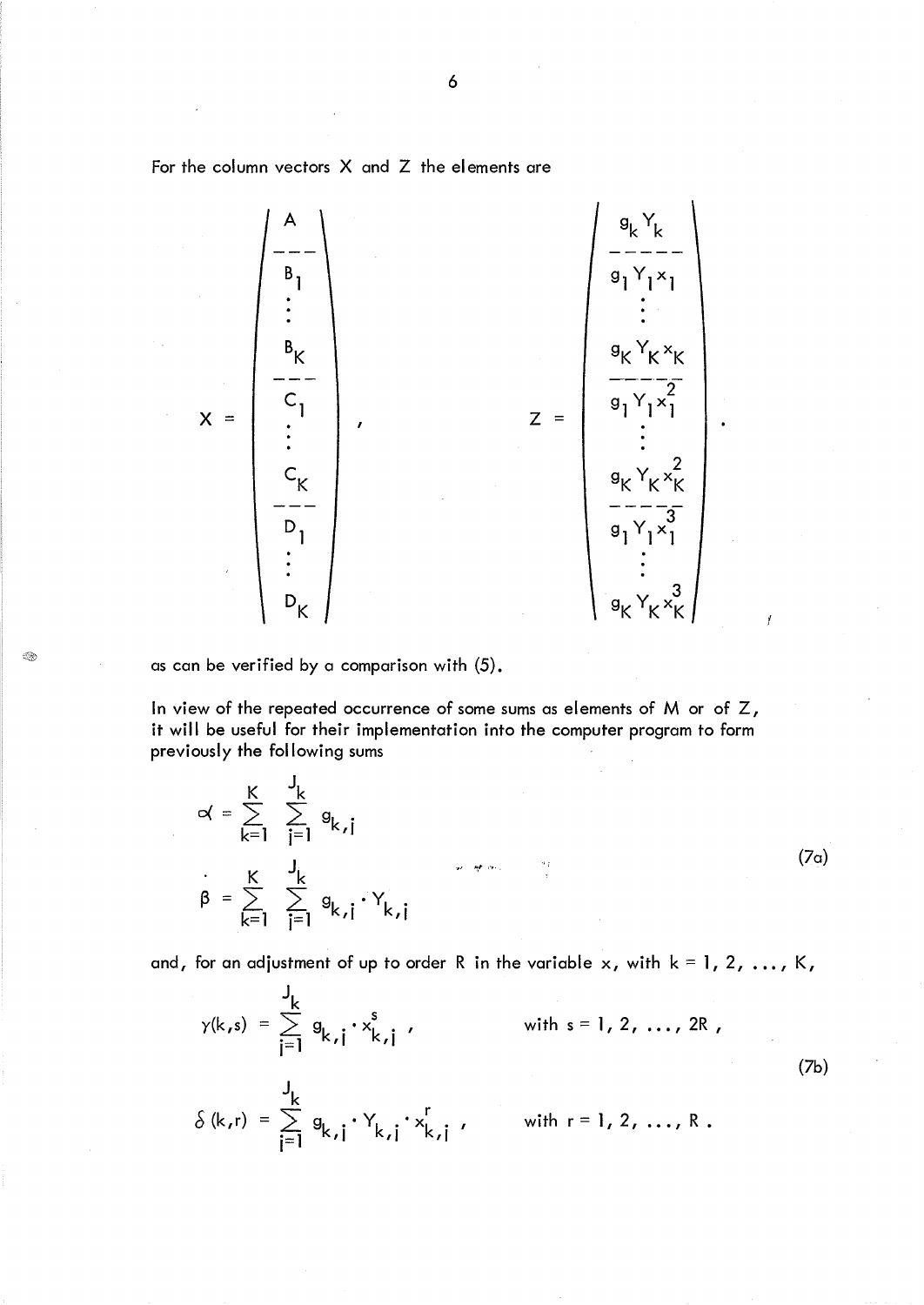For the column vectors X and Z the elements are

$$
X = \begin{pmatrix} A \\ \hline B_1 \\ \vdots \\ B_K \\ \hline C_1 \\ \vdots \\ C_K \\ \hline D_1 \\ \vdots \\ D_K \end{pmatrix} , \qquad
Z = \begin{pmatrix} g_k Y_k \\ \hline g_1 Y_1 x_1 \\ \vdots \\ g_K Y_K x_K \\ \hline g_1 Y_1 x_1^2 \\ \vdots \\ g_K Y_K x_K^2 \\ \hline g_1 Y_1 x_1^3 \\ \vdots \\ g_K Y_K x_K^3 \end{pmatrix} ,
$$

as can be verified by a comparison with (5).

In view of the repeated occurrence of some sums as elements of M or of Z, it will be useful for their implementation into the computer program to form previously the following sums

$$
\begin{aligned}
\alpha &= \sum_{k=1}^{K} \sum_{j=1}^{J_k} g_{k,j} \\
\beta &= \sum_{k=1}^{K} \sum_{j=1}^{J_k} g_{k,j} \cdot Y_{k,j}
\end{aligned}
\tag{7a}
$$

and, for an adjustment of up to order R in the variable x, with $k = 1, 2, \ldots, K$,

$$
\begin{aligned}
\gamma(k,s) &= \sum_{j=1}^{J_k} g_{k,j} \cdot x_{k,j}^{s} , \qquad && \text{with } s = 1, 2, \ldots, 2R , \\
\delta(k,r) &= \sum_{j=1}^{J_k} g_{k,j} \cdot Y_{k,j} \cdot x_{k,j}^{r} , \qquad && \text{with } r = 1, 2, \ldots, R .
\end{aligned}
\tag{7b}
$$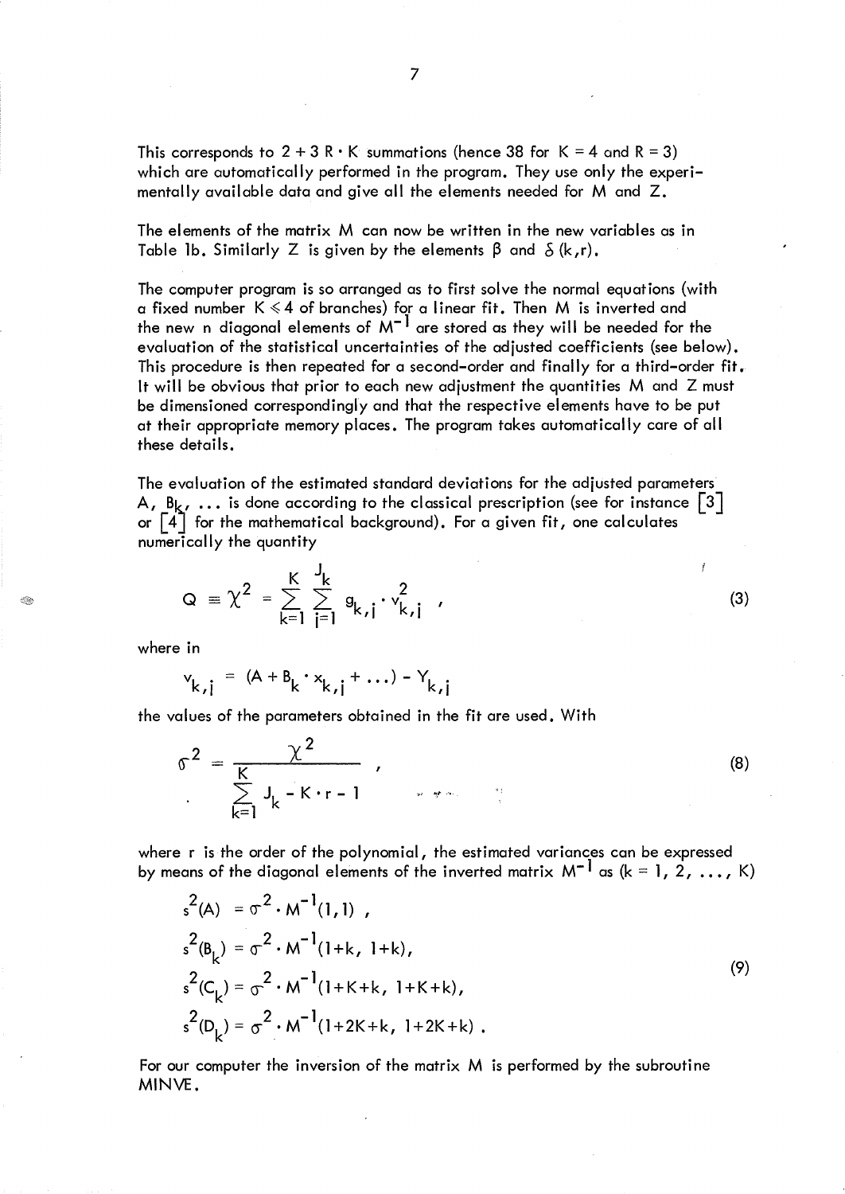This corresponds to $2 + 3\,R \cdot K$ summations (hence 38 for $K = 4$ and $R = 3$) which are automatically performed in the program. They use only the experimentally available data and give all the elements needed for M and Z.

The elements of the matrix M can now be written in the new variables as in Table 1b. Similarly Z is given by the elements $\beta$ and $\delta\,(k,r)$.

The computer program is so arranged as to first solve the normal equations (with a fixed number $K \leqslant 4$ of branches) for a linear fit. Then M is inverted and the new n diagonal elements of $M^{-1}$ are stored as they will be needed for the evaluation of the statistical uncertainties of the adjusted coefficients (see below). This procedure is then repeated for a second-order and finally for a third-order fit. It will be obvious that prior to each new adjustment the quantities M and Z must be dimensioned correspondingly and that the respective elements have to be put at their appropriate memory places. The program takes automatically care of all these details.

The evaluation of the estimated standard deviations for the adjusted parameters A, $B_k$, ... is done according to the classical prescription (see for instance [3] or [4] for the mathematical background). For a given fit, one calculates numerically the quantity

$$Q \equiv \chi^2 = \sum_{k=1}^{K} \sum_{j=1}^{J_k} g_{k,j} \cdot v_{k,j}^2 \quad , \tag{3}$$

where in

$$v_{k,j} = (A + B_k \cdot x_{k,j} + \ldots) - Y_{k,j}$$

the values of the parameters obtained in the fit are used. With

$$\sigma^2 = \frac{\chi^2}{\sum_{k=1}^{K} J_k - K \cdot r - 1} \quad , \tag{8}$$

where r is the order of the polynomial, the estimated variances can be expressed by means of the diagonal elements of the inverted matrix $M^{-1}$ as ($k = 1, 2, \ldots, K$)

$$
\begin{aligned}
s^2(A) &= \sigma^2 \cdot M^{-1}(1,1) \; , \\
s^2(B_k) &= \sigma^2 \cdot M^{-1}(1+k,\; 1+k), \\
s^2(C_k) &= \sigma^2 \cdot M^{-1}(1+K+k,\; 1+K+k), \\
s^2(D_k) &= \sigma^2 \cdot M^{-1}(1+2K+k,\; 1+2K+k) \; .
\end{aligned} \tag{9}
$$

For our computer the inversion of the matrix M is performed by the subroutine MINVE.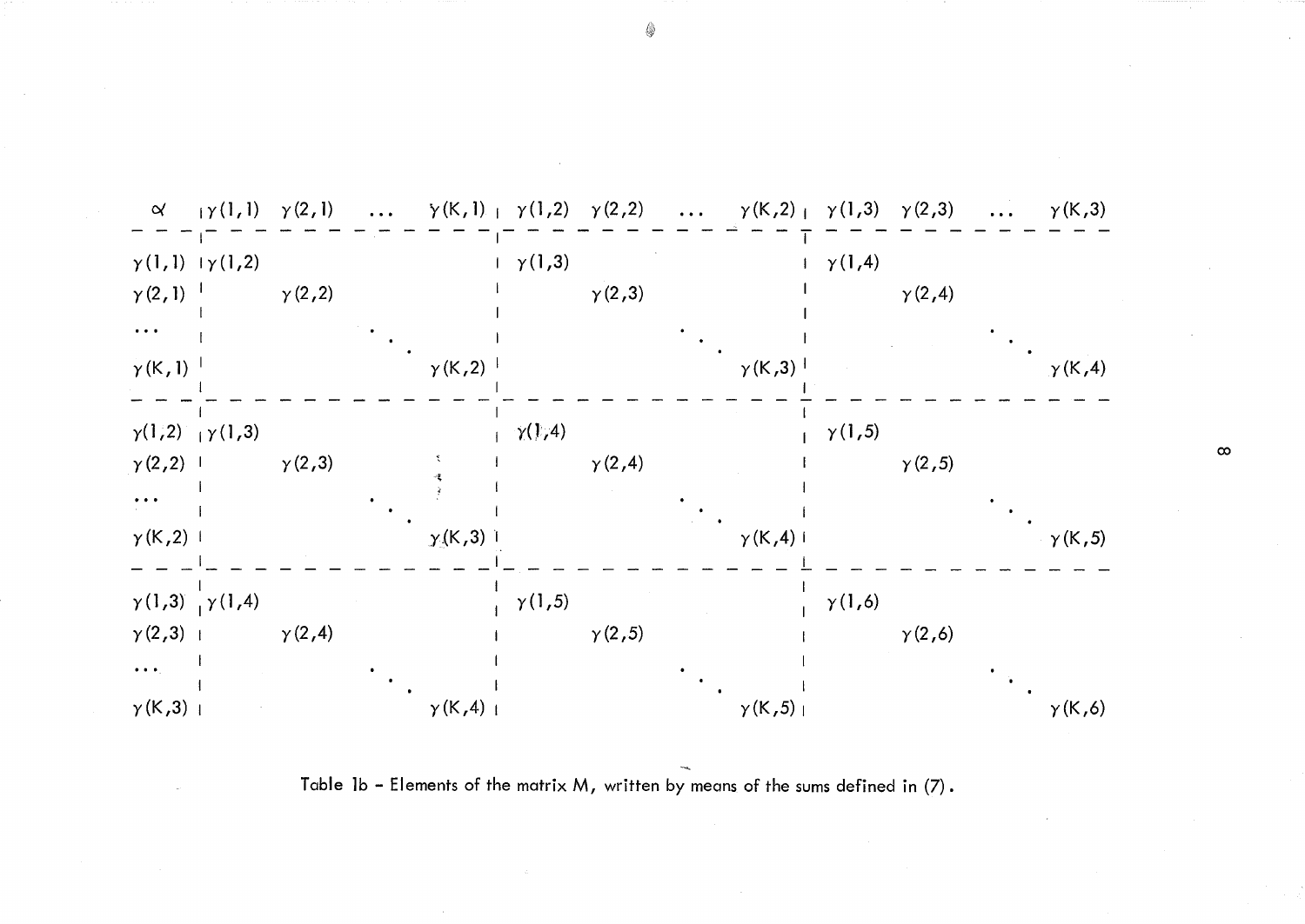| $\alpha$ | $\gamma(1,1)$ | $\gamma(2,1)$ | $\dots$ | $\gamma(K,1)$ | $\gamma(1,2)$ | $\gamma(2,2)$ | $\dots$ | $\gamma(K,2)$ | $\gamma(1,3)$ | $\gamma(2,3)$ | $\dots$ | $\gamma(K,3)$ |
|---|---|---|---|---|---|---|---|---|---|---|---|---|
| $\gamma(1,1)$ | $\gamma(1,2)$ | | | | $\gamma(1,3)$ | | | | $\gamma(1,4)$ | | | |
| $\gamma(2,1)$ | | $\gamma(2,2)$ | | | | $\gamma(2,3)$ | | | | $\gamma(2,4)$ | | |
| $\dots$ | | | $\ddots$ | | | | $\ddots$ | | | | $\ddots$ | |
| $\gamma(K,1)$ | | | | $\gamma(K,2)$ | | | | $\gamma(K,3)$ | | | | $\gamma(K,4)$ |
| $\gamma(1,2)$ | $\gamma(1,3)$ | | | | $\gamma(1,4)$ | | | | $\gamma(1,5)$ | | | |
| $\gamma(2,2)$ | | $\gamma(2,3)$ | | | | $\gamma(2,4)$ | | | | $\gamma(2,5)$ | | |
| $\dots$ | | | $\ddots$ | | | | $\ddots$ | | | | $\ddots$ | |
| $\gamma(K,2)$ | | | | $\gamma(K,3)$ | | | | $\gamma(K,4)$ | | | | $\gamma(K,5)$ |
| $\gamma(1,3)$ | $\gamma(1,4)$ | | | | $\gamma(1,5)$ | | | | $\gamma(1,6)$ | | | |
| $\gamma(2,3)$ | | $\gamma(2,4)$ | | | | $\gamma(2,5)$ | | | | $\gamma(2,6)$ | | |
| $\dots$ | | | $\ddots$ | | | | $\ddots$ | | | | $\ddots$ | |
| $\gamma(K,3)$ | | | | $\gamma(K,4)$ | | | | $\gamma(K,5)$ | | | | $\gamma(K,6)$ |

Table 1b – Elements of the matrix M, written by means of the sums defined in (7).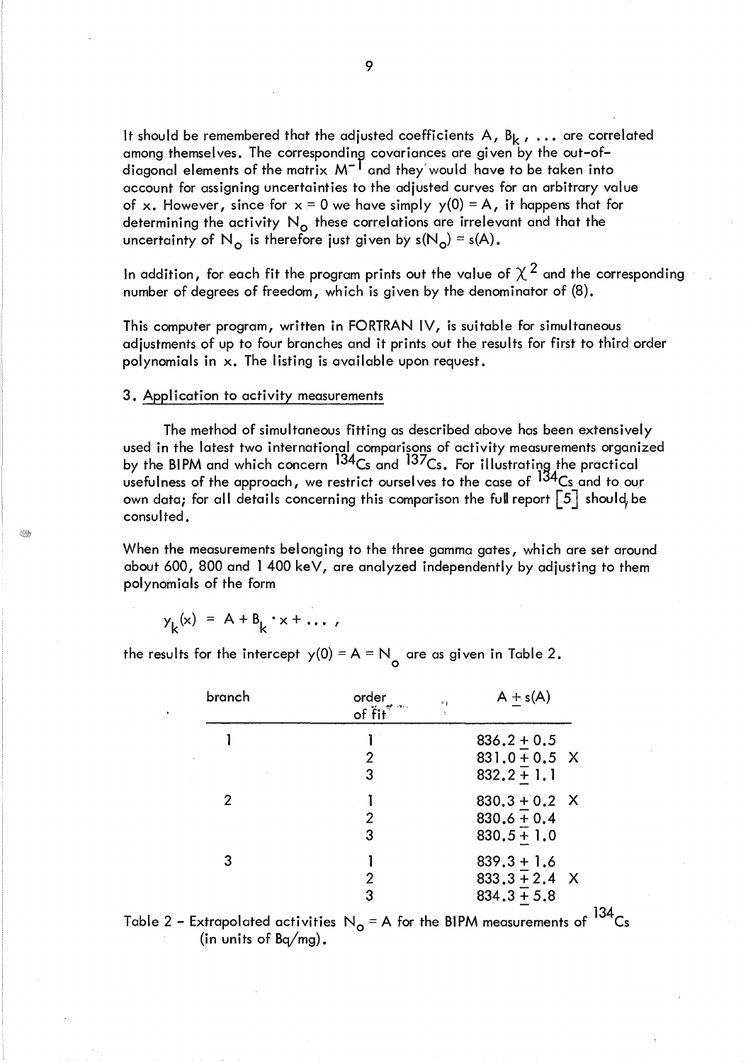It should be remembered that the adjusted coefficients A, $B_k$, ... are correlated among themselves. The corresponding covariances are given by the out-of-diagonal elements of the matrix $M^{-1}$ and they would have to be taken into account for assigning uncertainties to the adjusted curves for an arbitrary value of x. However, since for x = 0 we have simply y(0) = A, it happens that for determining the activity $N_o$ these correlations are irrelevant and that the uncertainty of $N_o$ is therefore just given by $s(N_o) = s(A)$.

In addition, for each fit the program prints out the value of $\chi^2$ and the corresponding number of degrees of freedom, which is given by the denominator of (8).

This computer program, written in FORTRAN IV, is suitable for simultaneous adjustments of up to four branches and it prints out the results for first to third order polynomials in x. The listing is available upon request.

## 3. Application to activity measurements

The method of simultaneous fitting as described above has been extensively used in the latest two international comparisons of activity measurements organized by the BIPM and which concern $^{134}Cs$ and $^{137}Cs$. For illustrating the practical usefulness of the approach, we restrict ourselves to the case of $^{134}Cs$ and to our own data; for all details concerning this comparison the full report [5] should be consulted.

When the measurements belonging to the three gamma gates, which are set around about 600, 800 and 1 400 keV, are analyzed independently by adjusting to them polynomials of the form

$$y_k(x) = A + B_k \cdot x + \ldots ,$$

the results for the intercept $y(0) = A = N_o$ are as given in Table 2.

| branch | order of fit | $A \pm s(A)$ |
|---|---|---|
| 1 | 1 | 836.2 ± 0.5 |
| | 2 | 831.0 ± 0.5 X |
| | 3 | 832.2 ± 1.1 |
| 2 | 1 | 830.3 ± 0.2 X |
| | 2 | 830.6 ± 0.4 |
| | 3 | 830.5 ± 1.0 |
| 3 | 1 | 839.3 ± 1.6 |
| | 2 | 833.3 ± 2.4 X |
| | 3 | 834.3 ± 5.8 |

Table 2 – Extrapolated activities $N_o = A$ for the BIPM measurements of $^{134}Cs$ (in units of Bq/mg).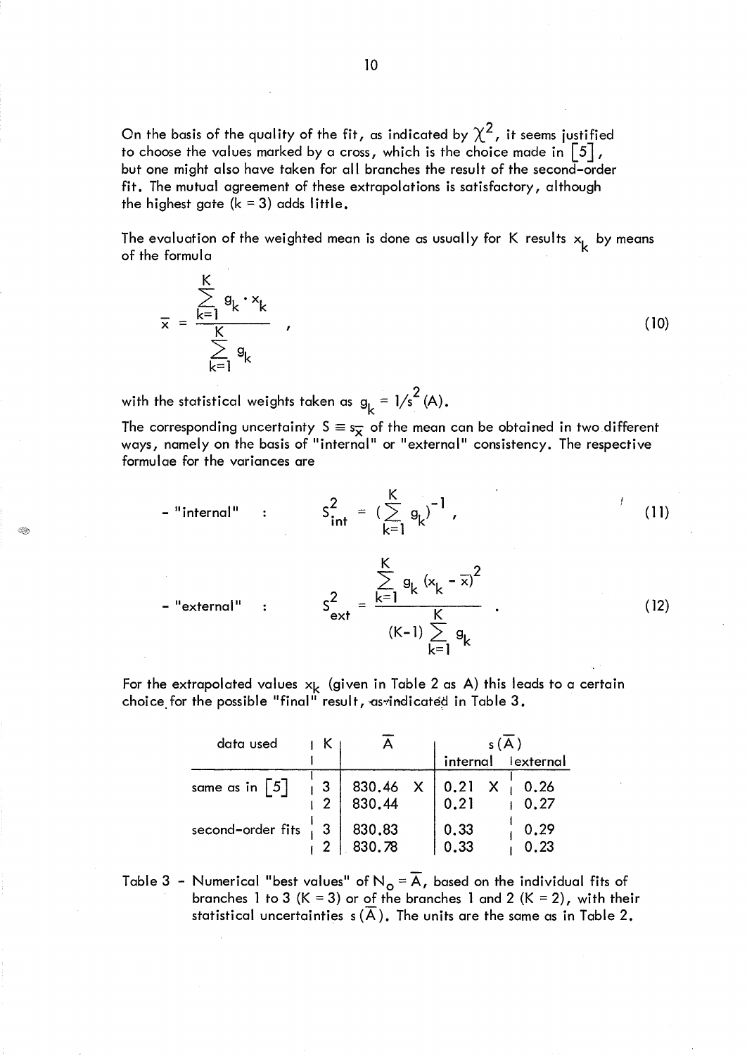On the basis of the quality of the fit, as indicated by $\chi^2$, it seems justified to choose the values marked by a cross, which is the choice made in [5], but one might also have taken for all branches the result of the second-order fit. The mutual agreement of these extrapolations is satisfactory, although the highest gate ($k = 3$) adds little.

The evaluation of the weighted mean is done as usually for K results $x_k$ by means of the formula

$$\bar{x} = \frac{\sum_{k=1}^{K} g_k \cdot x_k}{\sum_{k=1}^{K} g_k} , \tag{10}$$

with the statistical weights taken as $g_k = 1/s^2(A)$.

The corresponding uncertainty $S \equiv s_{\bar{x}}$ of the mean can be obtained in two different ways, namely on the basis of "internal" or "external" consistency. The respective formulae for the variances are

- "internal" :

$$S^2_{int} = \left(\sum_{k=1}^{K} g_k\right)^{-1} , \tag{11}$$

- "external" :

$$S^2_{ext} = \frac{\sum_{k=1}^{K} g_k (x_k - \bar{x})^2}{(K-1) \sum_{k=1}^{K} g_k} . \tag{12}$$

For the extrapolated values $x_k$ (given in Table 2 as A) this leads to a certain choice for the possible "final" result, as indicated in Table 3.

| data used | K | $\bar{A}$ | $s(\bar{A})$ | |
|---|---|---|---|---|
| | | | internal | external |
| same as in [5] | 3 | 830.46 X | 0.21 X | 0.26 |
| | 2 | 830.44 | 0.21 | 0.27 |
| second-order fits | 3 | 830.83 | 0.33 | 0.29 |
| | 2 | 830.78 | 0.33 | 0.23 |

Table 3 - Numerical "best values" of $N_o = \bar{A}$, based on the individual fits of branches 1 to 3 ($K = 3$) or of the branches 1 and 2 ($K = 2$), with their statistical uncertainties $s(\bar{A})$. The units are the same as in Table 2.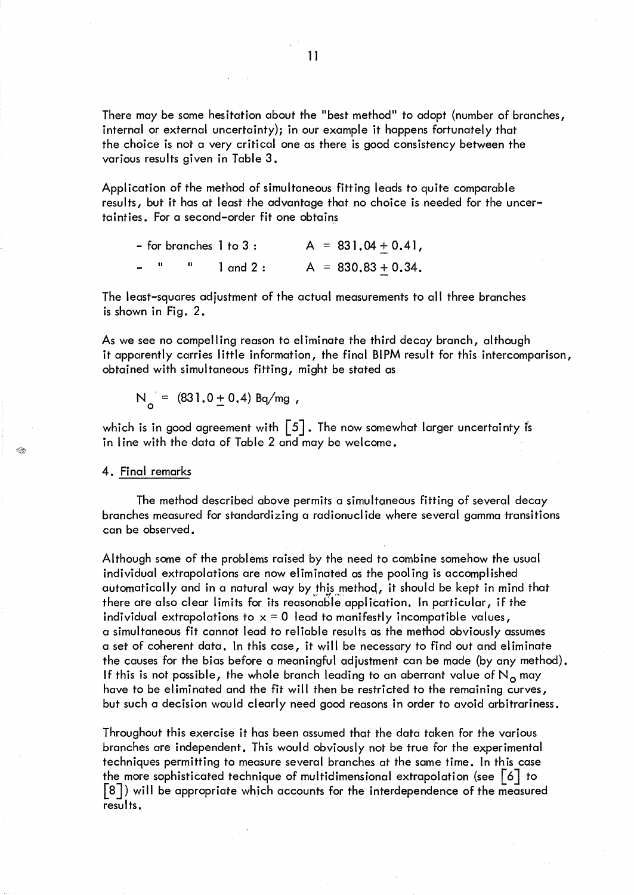There may be some hesitation about the "best method" to adopt (number of branches, internal or external uncertainty); in our example it happens fortunately that the choice is not a very critical one as there is good consistency between the various results given in Table 3.

Application of the method of simultaneous fitting leads to quite comparable results, but it has at least the advantage that no choice is needed for the uncertainties. For a second-order fit one obtains

- for branches 1 to 3 : $A = 831.04 \pm 0.41$,
- " " 1 and 2 : $A = 830.83 \pm 0.34$.

The least-squares adjustment of the actual measurements to all three branches is shown in Fig. 2.

As we see no compelling reason to eliminate the third decay branch, although it apparently carries little information, the final BIPM result for this intercomparison, obtained with simultaneous fitting, might be stated as

$$N_o = (831.0 \pm 0.4) \text{ Bq/mg} ,$$

which is in good agreement with [5]. The now somewhat larger uncertainty is in line with the data of Table 2 and may be welcome.

## 4. Final remarks

The method described above permits a simultaneous fitting of several decay branches measured for standardizing a radionuclide where several gamma transitions can be observed.

Although some of the problems raised by the need to combine somehow the usual individual extrapolations are now eliminated as the pooling is accomplished automatically and in a natural way by this method, it should be kept in mind that there are also clear limits for its reasonable application. In particular, if the individual extrapolations to $x = 0$ lead to manifestly incompatible values, a simultaneous fit cannot lead to reliable results as the method obviously assumes a set of coherent data. In this case, it will be necessary to find out and eliminate the causes for the bias before a meaningful adjustment can be made (by any method). If this is not possible, the whole branch leading to an aberrant value of $N_o$ may have to be eliminated and the fit will then be restricted to the remaining curves, but such a decision would clearly need good reasons in order to avoid arbitrariness.

Throughout this exercise it has been assumed that the data taken for the various branches are independent. This would obviously not be true for the experimental techniques permitting to measure several branches at the same time. In this case the more sophisticated technique of multidimensional extrapolation (see [6] to [8]) will be appropriate which accounts for the interdependence of the measured results.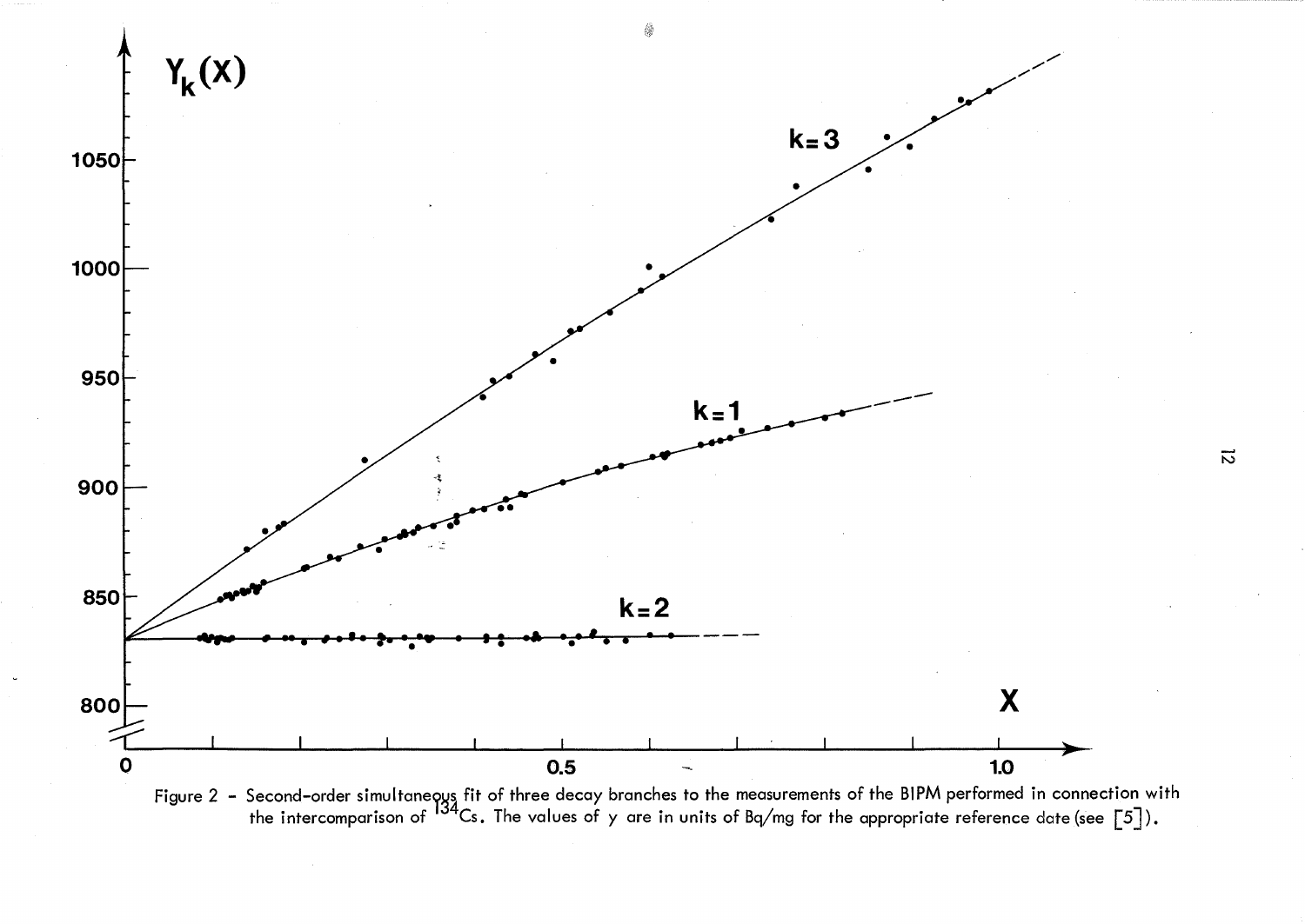Figure 2 - Second-order simultaneous fit of three decay branches to the measurements of the BIPM performed in connection with the intercomparison of $^{134}Cs$. The values of $y$ are in units of Bq/mg for the appropriate reference date (see [5]).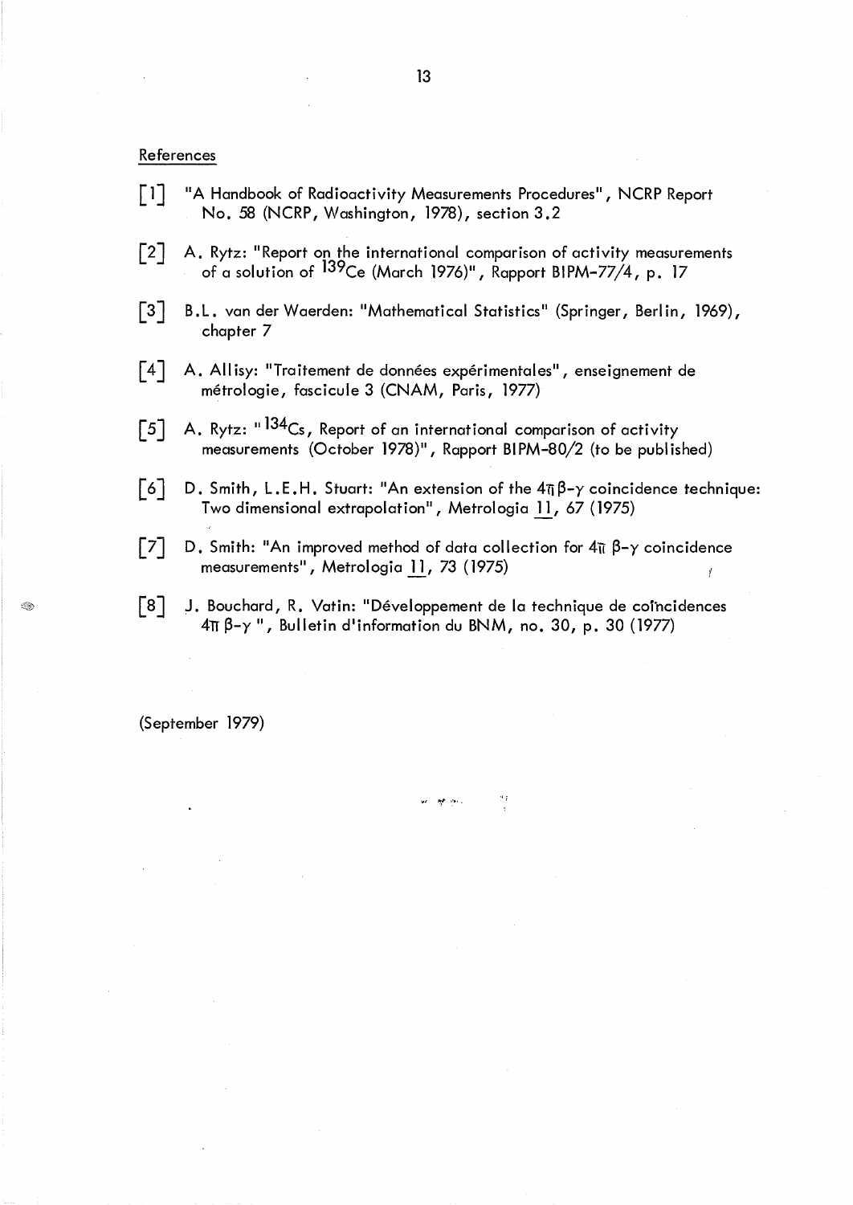## References

[1] "A Handbook of Radioactivity Measurements Procedures", NCRP Report No. 58 (NCRP, Washington, 1978), section 3.2

[2] A. Rytz: "Report on the international comparison of activity measurements of a solution of $^{139}$Ce (March 1976)", Rapport BIPM-77/4, p. 17

[3] B.L. van der Waerden: "Mathematical Statistics" (Springer, Berlin, 1969), chapter 7

[4] A. Allisy: "Traitement de données expérimentales", enseignement de métrologie, fascicule 3 (CNAM, Paris, 1977)

[5] A. Rytz: "$^{134}$Cs, Report of an international comparison of activity measurements (October 1978)", Rapport BIPM-80/2 (to be published)

[6] D. Smith, L.E.H. Stuart: "An extension of the $4\pi\beta$-$\gamma$ coincidence technique: Two dimensional extrapolation", Metrologia 11, 67 (1975)

[7] D. Smith: "An improved method of data collection for $4\pi$ $\beta$-$\gamma$ coincidence measurements", Metrologia 11, 73 (1975)

[8] J. Bouchard, R. Vatin: "Développement de la technique de coïncidences $4\pi$ $\beta$-$\gamma$ ", Bulletin d'information du BNM, no. 30, p. 30 (1977)

(September 1979)